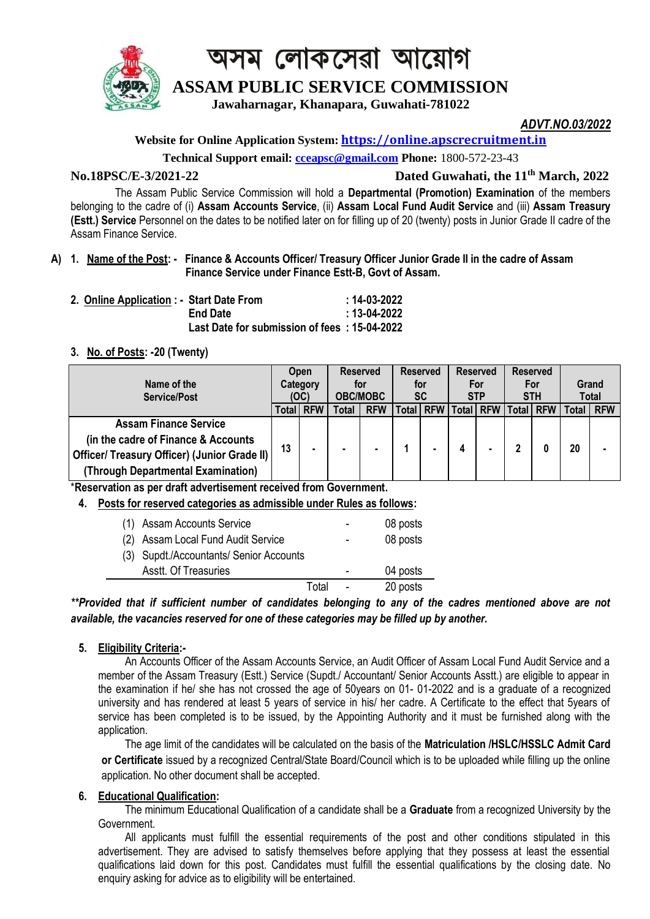# অসম লোকসেৱা আয়োগ

# ASSAM PUBLIC SERVICE COMMISSION

**Jawaharnagar, Khanapara, Guwahati-781022**

***ADVT.NO.03/2022***

**Website for Online Application System: https://online.apscrecruitment.in**

**Technical Support email: cceapsc@gmail.com Phone:** 1800-572-23-43

**No.18PSC/E-3/2021-22** **Dated Guwahati, the 11th March, 2022**

The Assam Public Service Commission will hold a **Departmental (Promotion) Examination** of the members belonging to the cadre of (i) **Assam Accounts Service**, (ii) **Assam Local Fund Audit Service** and (iii) **Assam Treasury (Estt.) Service** Personnel on the dates to be notified later on for filling up of 20 (twenty) posts in Junior Grade II cadre of the Assam Finance Service.

**A) 1. Name of the Post: - Finance & Accounts Officer/ Treasury Officer Junior Grade II in the cadre of Assam Finance Service under Finance Estt-B, Govt of Assam.**

**2. Online Application : - Start Date From : 14-03-2022**
**End Date : 13-04-2022**
**Last Date for submission of fees : 15-04-2022**

**3. No. of Posts: -20 (Twenty)**

| Name of the Service/Post | Open Category (OC) | | Reserved for OBC/MOBC | | Reserved for SC | | Reserved For STP | | Reserved For STH | | Grand Total | |
|---|---|---|---|---|---|---|---|---|---|---|---|---|
| | Total | RFW | Total | RFW | Total | RFW | Total | RFW | Total | RFW | Total | RFW |
| **Assam Finance Service (in the cadre of Finance & Accounts Officer/ Treasury Officer) (Junior Grade II) (Through Departmental Examination)** | 13 | - | - | - | 1 | - | 4 | - | 2 | 0 | 20 | - |

***Reservation as per draft advertisement received from Government.**

**4. Posts for reserved categories as admissible under Rules as follows:**

| | | | |
|---|---|---|---|
| (1) | Assam Accounts Service | - | 08 posts |
| (2) | Assam Local Fund Audit Service | - | 08 posts |
| (3) | Supdt./Accountants/ Senior Accounts Asstt. Of Treasuries | - | 04 posts |
| | Total | - | 20 posts |

***\*\*Provided that if sufficient number of candidates belonging to any of the cadres mentioned above are not available, the vacancies reserved for one of these categories may be filled up by another.***

**5. Eligibility Criteria:-**

An Accounts Officer of the Assam Accounts Service, an Audit Officer of Assam Local Fund Audit Service and a member of the Assam Treasury (Estt.) Service (Supdt./ Accountant/ Senior Accounts Asstt.) are eligible to appear in the examination if he/ she has not crossed the age of 50years on 01- 01-2022 and is a graduate of a recognized university and has rendered at least 5 years of service in his/ her cadre. A Certificate to the effect that 5years of service has been completed is to be issued, by the Appointing Authority and it must be furnished along with the application.

The age limit of the candidates will be calculated on the basis of the **Matriculation /HSLC/HSSLC Admit Card or Certificate** issued by a recognized Central/State Board/Council which is to be uploaded while filling up the online application. No other document shall be accepted.

**6. Educational Qualification:**

The minimum Educational Qualification of a candidate shall be a **Graduate** from a recognized University by the Government.

All applicants must fulfill the essential requirements of the post and other conditions stipulated in this advertisement. They are advised to satisfy themselves before applying that they possess at least the essential qualifications laid down for this post. Candidates must fulfill the essential qualifications by the closing date. No enquiry asking for advice as to eligibility will be entertained.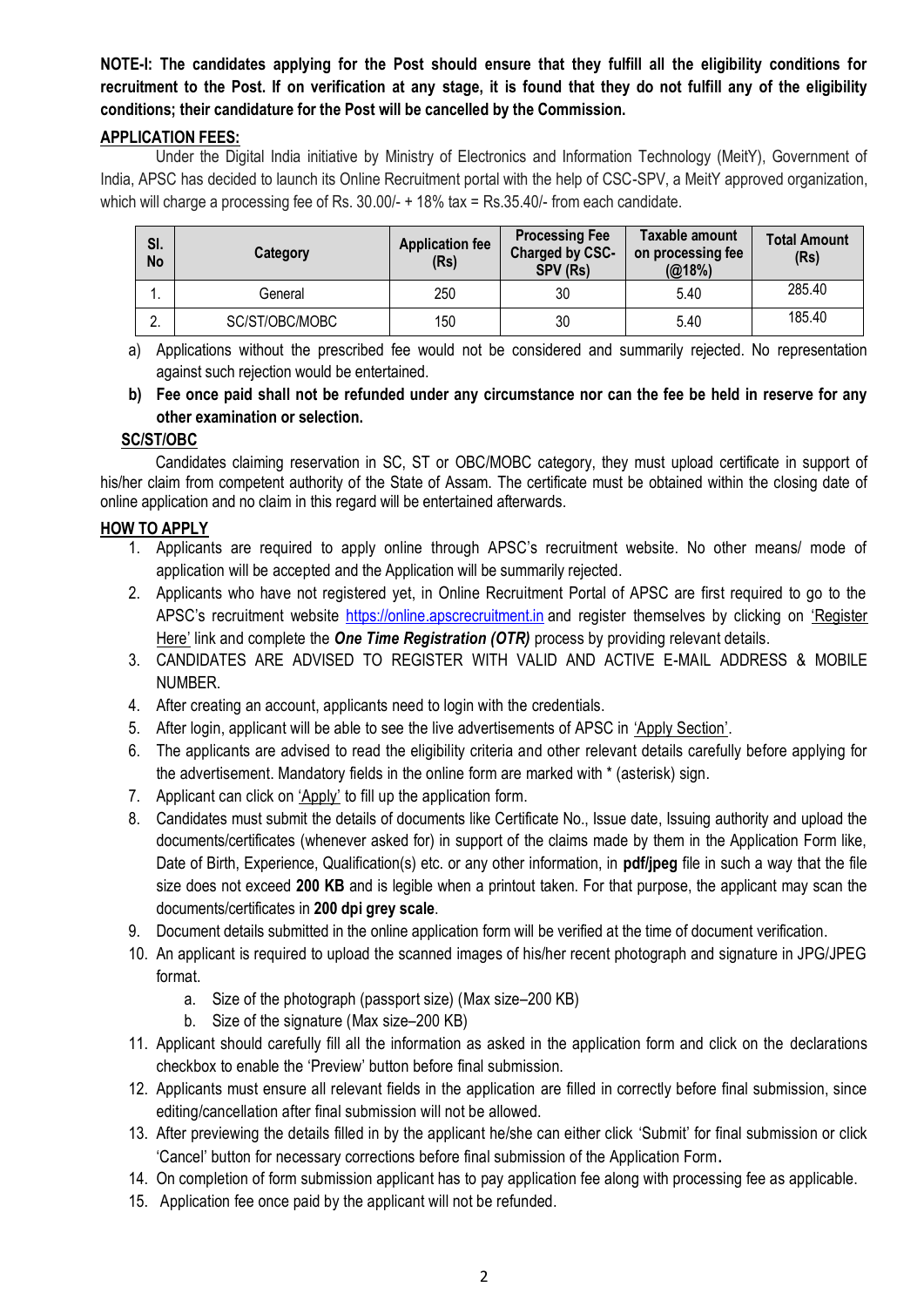**NOTE-I: The candidates applying for the Post should ensure that they fulfill all the eligibility conditions for recruitment to the Post. If on verification at any stage, it is found that they do not fulfill any of the eligibility conditions; their candidature for the Post will be cancelled by the Commission.**

## APPLICATION FEES:

Under the Digital India initiative by Ministry of Electronics and Information Technology (MeitY), Government of India, APSC has decided to launch its Online Recruitment portal with the help of CSC-SPV, a MeitY approved organization, which will charge a processing fee of Rs. 30.00/- + 18% tax = Rs.35.40/- from each candidate.

| Sl. No | Category | Application fee (Rs) | Processing Fee Charged by CSC-SPV (Rs) | Taxable amount on processing fee (@18%) | Total Amount (Rs) |
|---|---|---|---|---|---|
| 1. | General | 250 | 30 | 5.40 | 285.40 |
| 2. | SC/ST/OBC/MOBC | 150 | 30 | 5.40 | 185.40 |

a) Applications without the prescribed fee would not be considered and summarily rejected. No representation against such rejection would be entertained.

b) **Fee once paid shall not be refunded under any circumstance nor can the fee be held in reserve for any other examination or selection.**

## SC/ST/OBC

Candidates claiming reservation in SC, ST or OBC/MOBC category, they must upload certificate in support of his/her claim from competent authority of the State of Assam. The certificate must be obtained within the closing date of online application and no claim in this regard will be entertained afterwards.

## HOW TO APPLY

1. Applicants are required to apply online through APSC's recruitment website. No other means/ mode of application will be accepted and the Application will be summarily rejected.
2. Applicants who have not registered yet, in Online Recruitment Portal of APSC are first required to go to the APSC's recruitment website https://online.apscrecruitment.in and register themselves by clicking on 'Register Here' link and complete the ***One Time Registration (OTR)*** process by providing relevant details.
3. CANDIDATES ARE ADVISED TO REGISTER WITH VALID AND ACTIVE E-MAIL ADDRESS & MOBILE NUMBER.
4. After creating an account, applicants need to login with the credentials.
5. After login, applicant will be able to see the live advertisements of APSC in 'Apply Section'.
6. The applicants are advised to read the eligibility criteria and other relevant details carefully before applying for the advertisement. Mandatory fields in the online form are marked with * (asterisk) sign.
7. Applicant can click on 'Apply' to fill up the application form.
8. Candidates must submit the details of documents like Certificate No., Issue date, Issuing authority and upload the documents/certificates (whenever asked for) in support of the claims made by them in the Application Form like, Date of Birth, Experience, Qualification(s) etc. or any other information, in **pdf/jpeg** file in such a way that the file size does not exceed **200 KB** and is legible when a printout taken. For that purpose, the applicant may scan the documents/certificates in **200 dpi grey scale**.
9. Document details submitted in the online application form will be verified at the time of document verification.
10. An applicant is required to upload the scanned images of his/her recent photograph and signature in JPG/JPEG format.
    a. Size of the photograph (passport size) (Max size–200 KB)
    b. Size of the signature (Max size–200 KB)
11. Applicant should carefully fill all the information as asked in the application form and click on the declarations checkbox to enable the 'Preview' button before final submission.
12. Applicants must ensure all relevant fields in the application are filled in correctly before final submission, since editing/cancellation after final submission will not be allowed.
13. After previewing the details filled in by the applicant he/she can either click 'Submit' for final submission or click 'Cancel' button for necessary corrections before final submission of the Application Form.
14. On completion of form submission applicant has to pay application fee along with processing fee as applicable.
15. Application fee once paid by the applicant will not be refunded.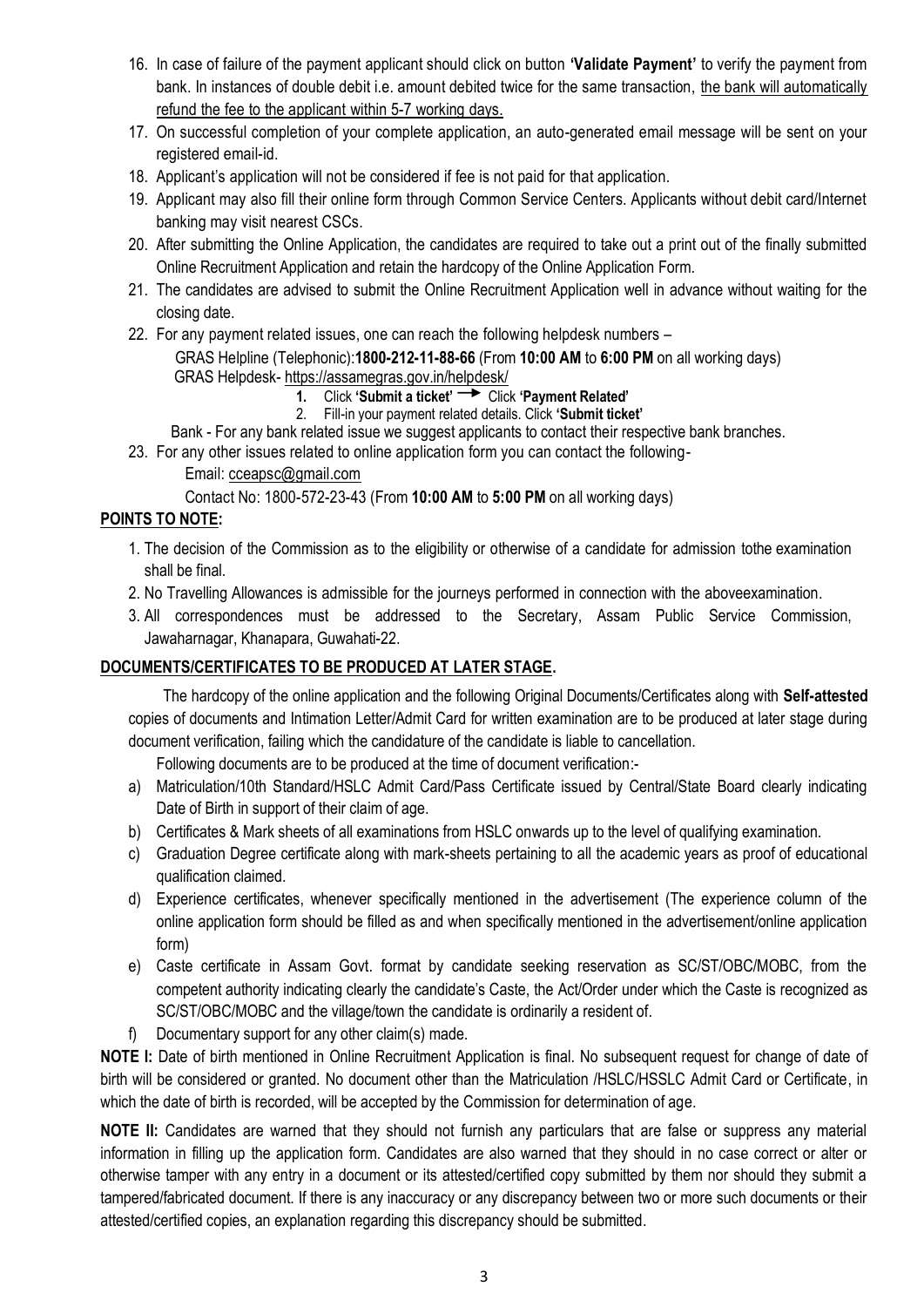16. In case of failure of the payment applicant should click on button **'Validate Payment'** to verify the payment from bank. In instances of double debit i.e. amount debited twice for the same transaction, the bank will automatically refund the fee to the applicant within 5-7 working days.
17. On successful completion of your complete application, an auto-generated email message will be sent on your registered email-id.
18. Applicant's application will not be considered if fee is not paid for that application.
19. Applicant may also fill their online form through Common Service Centers. Applicants without debit card/Internet banking may visit nearest CSCs.
20. After submitting the Online Application, the candidates are required to take out a print out of the finally submitted Online Recruitment Application and retain the hardcopy of the Online Application Form.
21. The candidates are advised to submit the Online Recruitment Application well in advance without waiting for the closing date.
22. For any payment related issues, one can reach the following helpdesk numbers –

    GRAS Helpline (Telephonic):**1800-212-11-88-66** (From **10:00 AM** to **6:00 PM** on all working days)

    GRAS Helpdesk- https://assamegras.gov.in/helpdesk/

    1. Click **'Submit a ticket'** → Click **'Payment Related'**
    2. Fill-in your payment related details. Click **'Submit ticket'**

    Bank - For any bank related issue we suggest applicants to contact their respective bank branches.
23. For any other issues related to online application form you can contact the following-

    Email: cceapsc@gmail.com

    Contact No: 1800-572-23-43 (From **10:00 AM** to **5:00 PM** on all working days)

## POINTS TO NOTE:

1. The decision of the Commission as to the eligibility or otherwise of a candidate for admission tothe examination shall be final.
2. No Travelling Allowances is admissible for the journeys performed in connection with the aboveexamination.
3. All correspondences must be addressed to the Secretary, Assam Public Service Commission, Jawaharnagar, Khanapara, Guwahati-22.

## DOCUMENTS/CERTIFICATES TO BE PRODUCED AT LATER STAGE.

The hardcopy of the online application and the following Original Documents/Certificates along with **Self-attested** copies of documents and Intimation Letter/Admit Card for written examination are to be produced at later stage during document verification, failing which the candidature of the candidate is liable to cancellation.

Following documents are to be produced at the time of document verification:-

a) Matriculation/10th Standard/HSLC Admit Card/Pass Certificate issued by Central/State Board clearly indicating Date of Birth in support of their claim of age.
b) Certificates & Mark sheets of all examinations from HSLC onwards up to the level of qualifying examination.
c) Graduation Degree certificate along with mark-sheets pertaining to all the academic years as proof of educational qualification claimed.
d) Experience certificates, whenever specifically mentioned in the advertisement (The experience column of the online application form should be filled as and when specifically mentioned in the advertisement/online application form)
e) Caste certificate in Assam Govt. format by candidate seeking reservation as SC/ST/OBC/MOBC, from the competent authority indicating clearly the candidate's Caste, the Act/Order under which the Caste is recognized as SC/ST/OBC/MOBC and the village/town the candidate is ordinarily a resident of.
f) Documentary support for any other claim(s) made.

**NOTE I:** Date of birth mentioned in Online Recruitment Application is final. No subsequent request for change of date of birth will be considered or granted. No document other than the Matriculation /HSLC/HSSLC Admit Card or Certificate, in which the date of birth is recorded, will be accepted by the Commission for determination of age.

**NOTE II:** Candidates are warned that they should not furnish any particulars that are false or suppress any material information in filling up the application form. Candidates are also warned that they should in no case correct or alter or otherwise tamper with any entry in a document or its attested/certified copy submitted by them nor should they submit a tampered/fabricated document. If there is any inaccuracy or any discrepancy between two or more such documents or their attested/certified copies, an explanation regarding this discrepancy should be submitted.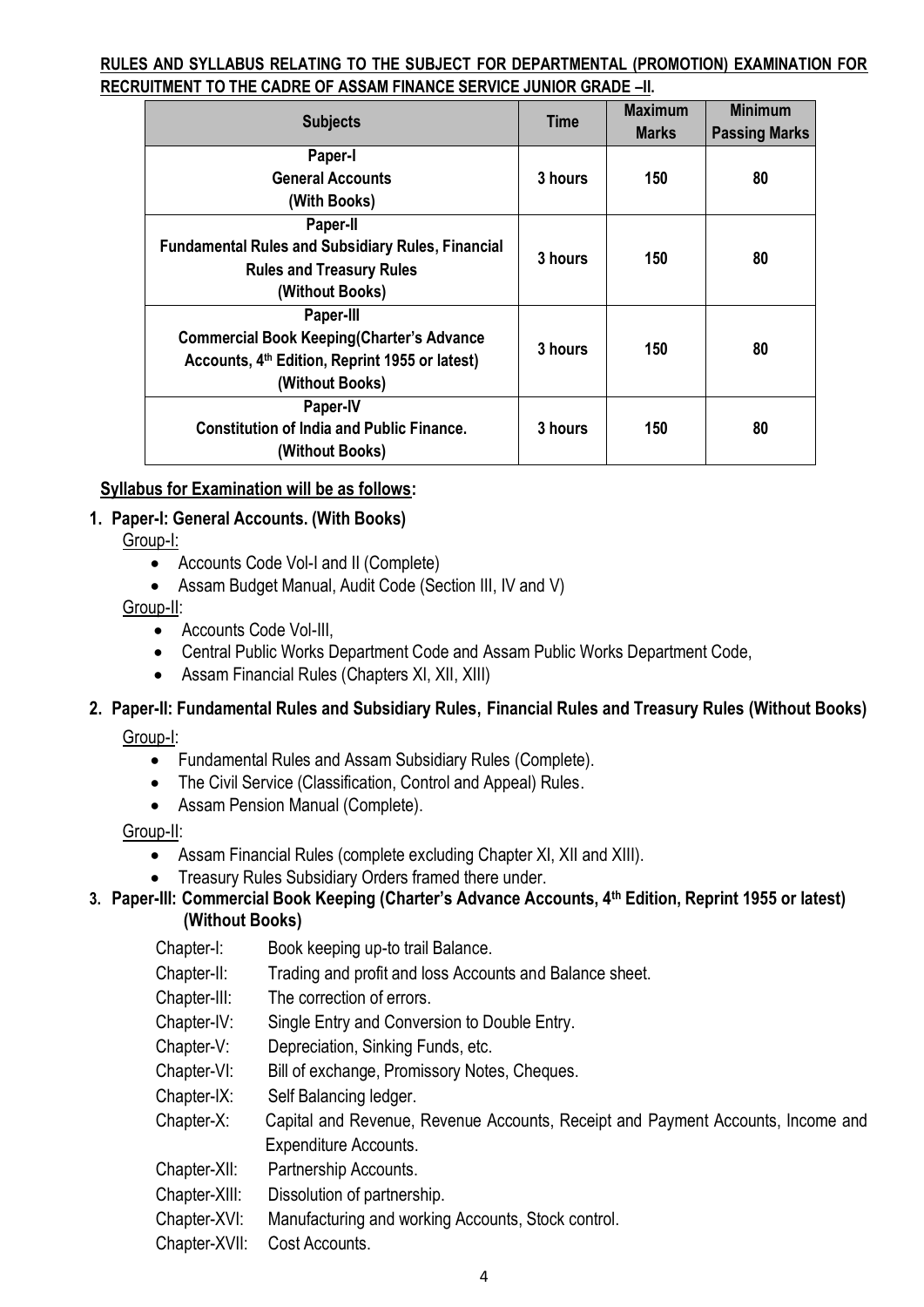**RULES AND SYLLABUS RELATING TO THE SUBJECT FOR DEPARTMENTAL (PROMOTION) EXAMINATION FOR RECRUITMENT TO THE CADRE OF ASSAM FINANCE SERVICE JUNIOR GRADE –II.**

| Subjects | Time | Maximum Marks | Minimum Passing Marks |
|---|---|---|---|
| Paper-I<br>General Accounts<br>(With Books) | 3 hours | 150 | 80 |
| Paper-II<br>Fundamental Rules and Subsidiary Rules, Financial Rules and Treasury Rules<br>(Without Books) | 3 hours | 150 | 80 |
| Paper-III<br>Commercial Book Keeping(Charter's Advance Accounts, 4th Edition, Reprint 1955 or latest)<br>(Without Books) | 3 hours | 150 | 80 |
| Paper-IV<br>Constitution of India and Public Finance.<br>(Without Books) | 3 hours | 150 | 80 |

**Syllabus for Examination will be as follows:**

1. **Paper-I: General Accounts. (With Books)**

   Group-I:
   - Accounts Code Vol-I and II (Complete)
   - Assam Budget Manual, Audit Code (Section III, IV and V)

   Group-II:
   - Accounts Code Vol-III,
   - Central Public Works Department Code and Assam Public Works Department Code,
   - Assam Financial Rules (Chapters XI, XII, XIII)

2. **Paper-II: Fundamental Rules and Subsidiary Rules, Financial Rules and Treasury Rules (Without Books)**

   Group-I:
   - Fundamental Rules and Assam Subsidiary Rules (Complete).
   - The Civil Service (Classification, Control and Appeal) Rules.
   - Assam Pension Manual (Complete).

   Group-II:
   - Assam Financial Rules (complete excluding Chapter XI, XII and XIII).
   - Treasury Rules Subsidiary Orders framed there under.

3. **Paper-III: Commercial Book Keeping (Charter's Advance Accounts, 4th Edition, Reprint 1955 or latest) (Without Books)**

   Chapter-I: Book keeping up-to trail Balance.
   Chapter-II: Trading and profit and loss Accounts and Balance sheet.
   Chapter-III: The correction of errors.
   Chapter-IV: Single Entry and Conversion to Double Entry.
   Chapter-V: Depreciation, Sinking Funds, etc.
   Chapter-VI: Bill of exchange, Promissory Notes, Cheques.
   Chapter-IX: Self Balancing ledger.
   Chapter-X: Capital and Revenue, Revenue Accounts, Receipt and Payment Accounts, Income and Expenditure Accounts.
   Chapter-XII: Partnership Accounts.
   Chapter-XIII: Dissolution of partnership.
   Chapter-XVI: Manufacturing and working Accounts, Stock control.
   Chapter-XVII: Cost Accounts.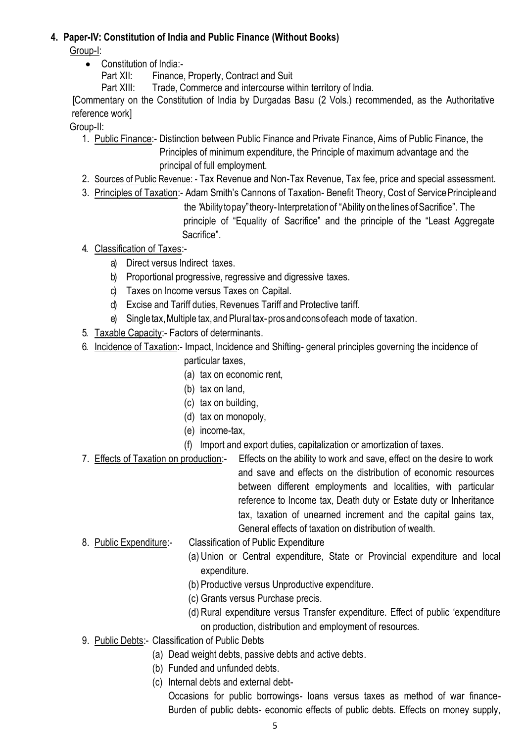**4. Paper-IV: Constitution of India and Public Finance (Without Books)**

Group-I:

- Constitution of India:-
  - Part XII: Finance, Property, Contract and Suit
  - Part XIII: Trade, Commerce and intercourse within territory of India.

[Commentary on the Constitution of India by Durgadas Basu (2 Vols.) recommended, as the Authoritative reference work]

Group-II:

1. Public Finance:- Distinction between Public Finance and Private Finance, Aims of Public Finance, the Principles of minimum expenditure, the Principle of maximum advantage and the principal of full employment.
2. Sources of Public Revenue: - Tax Revenue and Non-Tax Revenue, Tax fee, price and special assessment.
3. Principles of Taxation:- Adam Smith's Cannons of Taxation- Benefit Theory, Cost of Service Principle and the "Ability to pay" theory- Interpretation of "Ability on the lines of Sacrifice". The principle of "Equality of Sacrifice" and the principle of the "Least Aggregate Sacrifice".
4. Classification of Taxes:-
   a) Direct versus Indirect taxes.
   b) Proportional progressive, regressive and digressive taxes.
   c) Taxes on Income versus Taxes on Capital.
   d) Excise and Tariff duties, Revenues Tariff and Protective tariff.
   e) Single tax, Multiple tax, and Plural tax- pros and cons of each mode of taxation.
5. Taxable Capacity:- Factors of determinants.
6. Incidence of Taxation:- Impact, Incidence and Shifting- general principles governing the incidence of particular taxes,
   (a) tax on economic rent,
   (b) tax on land,
   (c) tax on building,
   (d) tax on monopoly,
   (e) income-tax,
   (f) Import and export duties, capitalization or amortization of taxes.
7. Effects of Taxation on production:- Effects on the ability to work and save, effect on the desire to work and save and effects on the distribution of economic resources between different employments and localities, with particular reference to Income tax, Death duty or Estate duty or Inheritance tax, taxation of unearned increment and the capital gains tax, General effects of taxation on distribution of wealth.
8. Public Expenditure:- Classification of Public Expenditure
   (a) Union or Central expenditure, State or Provincial expenditure and local expenditure.
   (b) Productive versus Unproductive expenditure.
   (c) Grants versus Purchase precis.
   (d) Rural expenditure versus Transfer expenditure. Effect of public 'expenditure on production, distribution and employment of resources.
9. Public Debts:- Classification of Public Debts
   (a) Dead weight debts, passive debts and active debts.
   (b) Funded and unfunded debts.
   (c) Internal debts and external debt-
   Occasions for public borrowings- loans versus taxes as method of war finance- Burden of public debts- economic effects of public debts. Effects on money supply,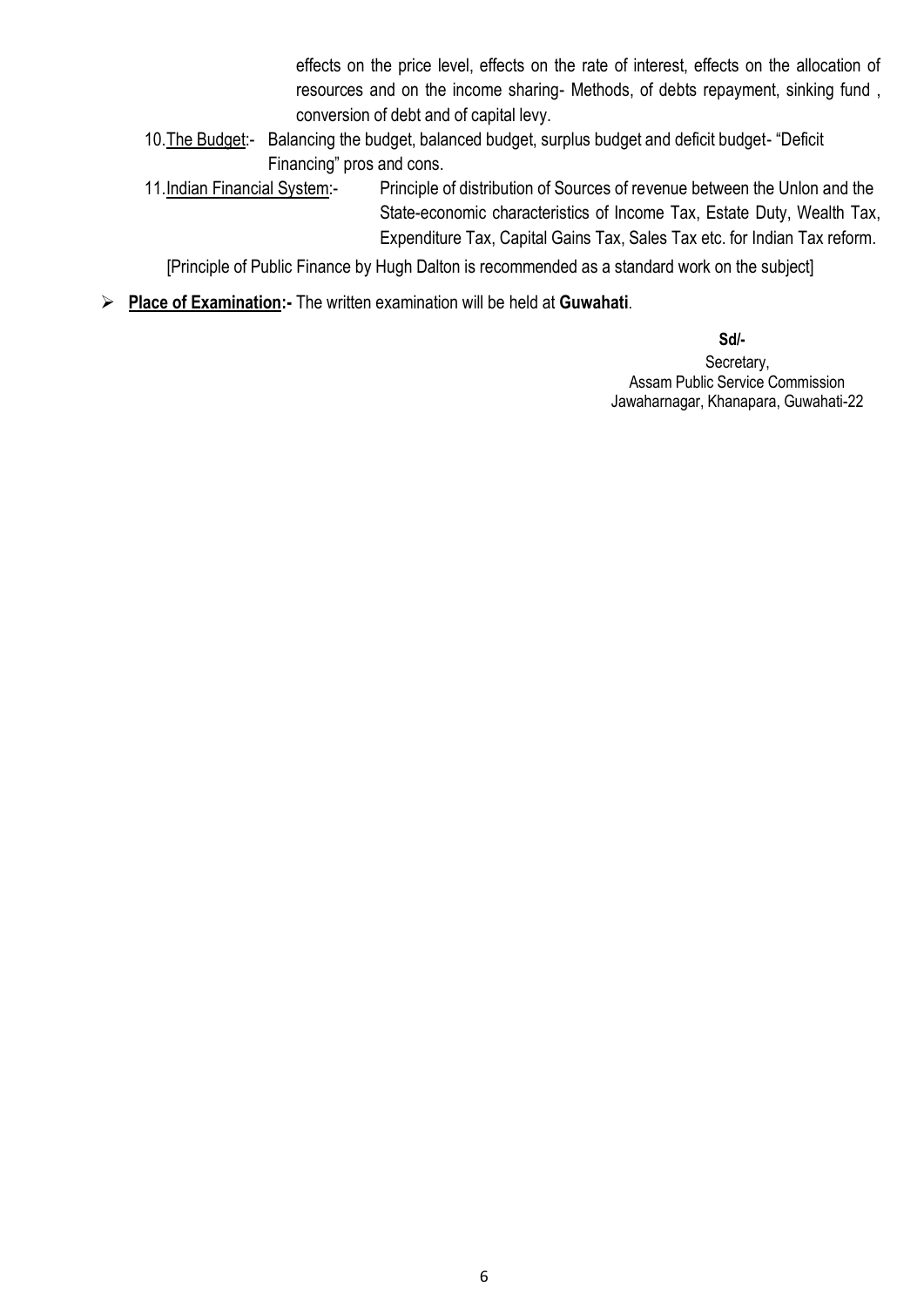effects on the price level, effects on the rate of interest, effects on the allocation of resources and on the income sharing- Methods, of debts repayment, sinking fund , conversion of debt and of capital levy.

10. The Budget:- Balancing the budget, balanced budget, surplus budget and deficit budget- "Deficit Financing" pros and cons.

11. Indian Financial System:- Principle of distribution of Sources of revenue between the Unlon and the State-economic characteristics of Income Tax, Estate Duty, Wealth Tax, Expenditure Tax, Capital Gains Tax, Sales Tax etc. for Indian Tax reform.

[Principle of Public Finance by Hugh Dalton is recommended as a standard work on the subject]

- **Place of Examination:-** The written examination will be held at **Guwahati**.

**Sd/-**

Secretary,
Assam Public Service Commission
Jawaharnagar, Khanapara, Guwahati-22